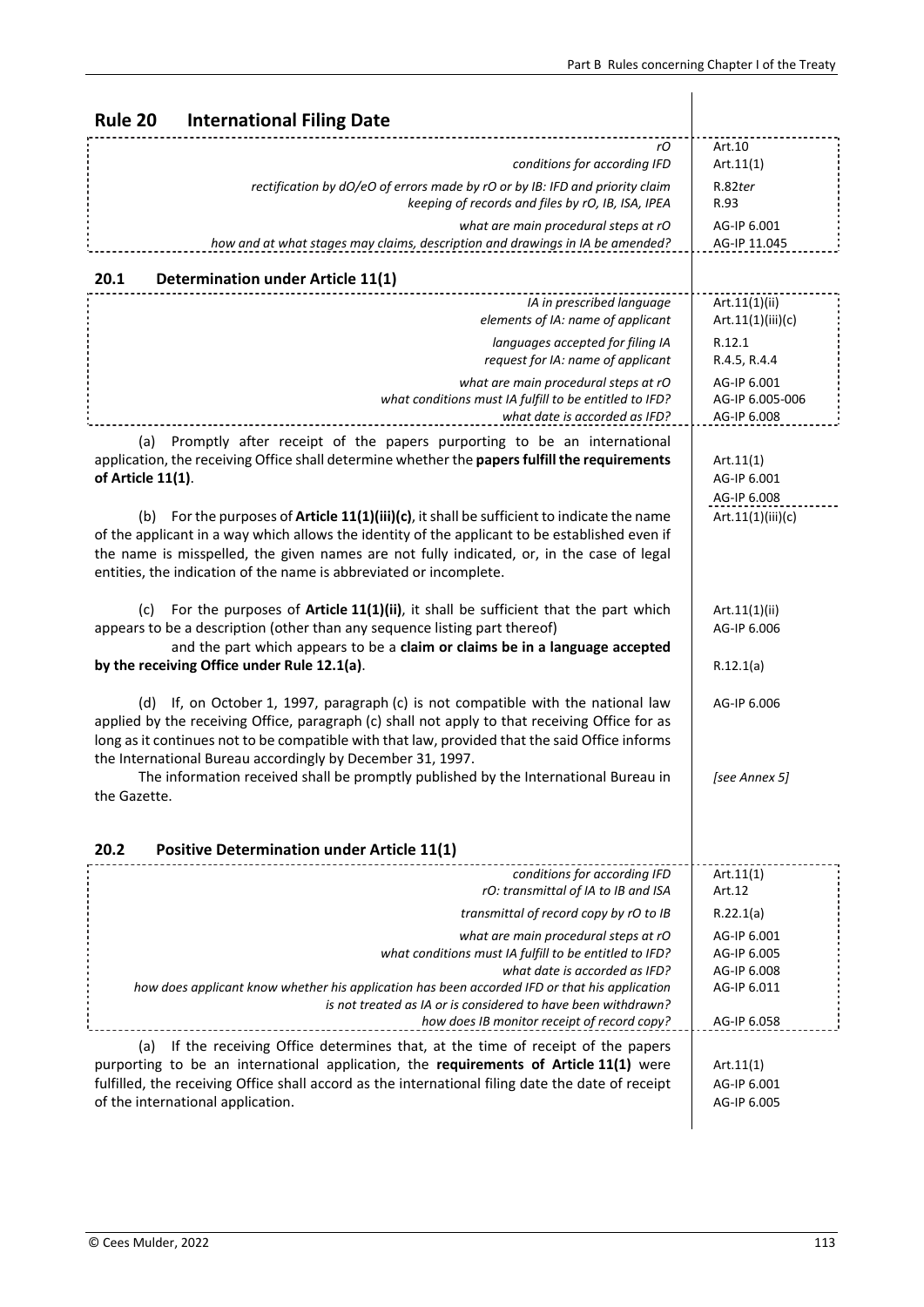## Rule 20 International Filing Date

| | |
|---|---|
| *rO* | Art.10 |
| *conditions for according IFD* | Art.11(1) |
| *rectification by dO/eO of errors made by rO or by IB: IFD and priority claim* | R.82*ter* |
| *keeping of records and files by rO, IB, ISA, IPEA* | R.93 |
| *what are main procedural steps at rO* | AG-IP 6.001 |
| *how and at what stages may claims, description and drawings in IA be amended?* | AG-IP 11.045 |

### 20.1 Determination under Article 11(1)

| | |
|---|---|
| *IA in prescribed language* | Art.11(1)(ii) |
| *elements of IA: name of applicant* | Art.11(1)(iii)(c) |
| *languages accepted for filing IA* | R.12.1 |
| *request for IA: name of applicant* | R.4.5, R.4.4 |
| *what are main procedural steps at rO* | AG-IP 6.001 |
| *what conditions must IA fulfill to be entitled to IFD?* | AG-IP 6.005-006 |
| *what date is accorded as IFD?* | AG-IP 6.008 |

(a) Promptly after receipt of the papers purporting to be an international application, the receiving Office shall determine whether the **papers fulfill the requirements of Article 11(1)**. — Art.11(1); AG-IP 6.001; AG-IP 6.008

(b) For the purposes of **Article 11(1)(iii)(c)**, it shall be sufficient to indicate the name of the applicant in a way which allows the identity of the applicant to be established even if the name is misspelled, the given names are not fully indicated, or, in the case of legal entities, the indication of the name is abbreviated or incomplete. — Art.11(1)(iii)(c)

(c) For the purposes of **Article 11(1)(ii)**, it shall be sufficient that the part which appears to be a description (other than any sequence listing part thereof) and the part which appears to be a **claim or claims be in a language accepted by the receiving Office under Rule 12.1(a)**. — Art.11(1)(ii); AG-IP 6.006; R.12.1(a)

(d) If, on October 1, 1997, paragraph (c) is not compatible with the national law applied by the receiving Office, paragraph (c) shall not apply to that receiving Office for as long as it continues not to be compatible with that law, provided that the said Office informs the International Bureau accordingly by December 31, 1997. — AG-IP 6.006

The information received shall be promptly published by the International Bureau in the Gazette. — *[see Annex 5]*

### 20.2 Positive Determination under Article 11(1)

| | |
|---|---|
| *conditions for according IFD* | Art.11(1) |
| *rO: transmittal of IA to IB and ISA* | Art.12 |
| *transmittal of record copy by rO to IB* | R.22.1(a) |
| *what are main procedural steps at rO* | AG-IP 6.001 |
| *what conditions must IA fulfill to be entitled to IFD?* | AG-IP 6.005 |
| *what date is accorded as IFD?* | AG-IP 6.008 |
| *how does applicant know whether his application has been accorded IFD or that his application is not treated as IA or is considered to have been withdrawn?* | AG-IP 6.011 |
| *how does IB monitor receipt of record copy?* | AG-IP 6.058 |

(a) If the receiving Office determines that, at the time of receipt of the papers purporting to be an international application, the **requirements of Article 11(1)** were fulfilled, the receiving Office shall accord as the international filing date the date of receipt of the international application. — Art.11(1); AG-IP 6.001; AG-IP 6.005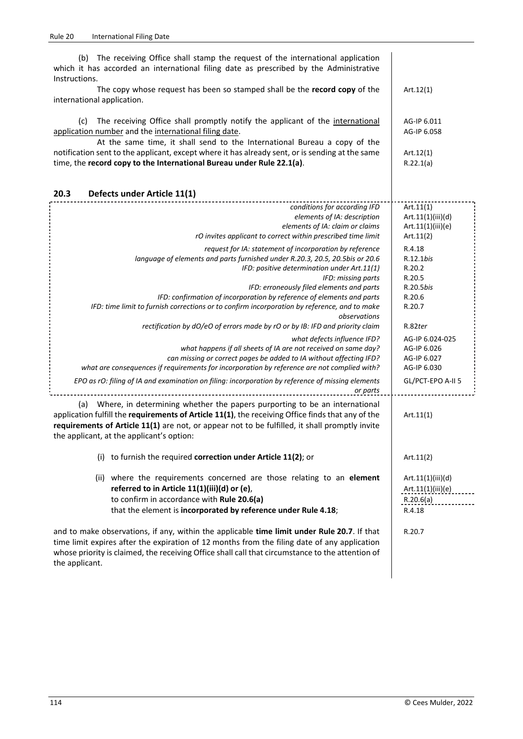(b) The receiving Office shall stamp the request of the international application which it has accorded an international filing date as prescribed by the Administrative Instructions.

The copy whose request has been so stamped shall be the **record copy** of the international application. — Art.12(1)

(c) The receiving Office shall promptly notify the applicant of the international application number and the international filing date. — AG-IP 6.011, AG-IP 6.058

At the same time, it shall send to the International Bureau a copy of the notification sent to the applicant, except where it has already sent, or is sending at the same time, the **record copy to the International Bureau under Rule 22.1(a)**. — Art.12(1), R.22.1(a)

## 20.3 Defects under Article 11(1)

| | |
|---|---|
| *conditions for according IFD* | Art.11(1) |
| *elements of IA: description* | Art.11(1)(iii)(d) |
| *elements of IA: claim or claims* | Art.11(1)(iii)(e) |
| *rO invites applicant to correct within prescribed time limit* | Art.11(2) |
| *request for IA: statement of incorporation by reference* | R.4.18 |
| *language of elements and parts furnished under R.20.3, 20.5, 20.5bis or 20.6* | R.12.1*bis* |
| *IFD: positive determination under Art.11(1)* | R.20.2 |
| *IFD: missing parts* | R.20.5 |
| *IFD: erroneously filed elements and parts* | R.20.5*bis* |
| *IFD: confirmation of incorporation by reference of elements and parts* | R.20.6 |
| *IFD: time limit to furnish corrections or to confirm incorporation by reference, and to make observations* | R.20.7 |
| *rectification by dO/eO of errors made by rO or by IB: IFD and priority claim* | R.82*ter* |
| *what defects influence IFD?* | AG-IP 6.024-025 |
| *what happens if all sheets of IA are not received on same day?* | AG-IP 6.026 |
| *can missing or correct pages be added to IA without affecting IFD?* | AG-IP 6.027 |
| *what are consequences if requirements for incorporation by reference are not complied with?* | AG-IP 6.030 |
| *EPO as rO: filing of IA and examination on filing: incorporation by reference of missing elements or parts* | GL/PCT-EPO A-II 5 |

(a) Where, in determining whether the papers purporting to be an international application fulfill the **requirements of Article 11(1)**, the receiving Office finds that any of the **requirements of Article 11(1)** are not, or appear not to be fulfilled, it shall promptly invite the applicant, at the applicant's option: — Art.11(1)

- (i) to furnish the required **correction under Article 11(2)**; or — Art.11(2)
- (ii) where the requirements concerned are those relating to an **element referred to in Article 11(1)(iii)(d) or (e)**, to confirm in accordance with **Rule 20.6(a)** that the element is **incorporated by reference under Rule 4.18**; — Art.11(1)(iii)(d), Art.11(1)(iii)(e), R.20.6(a), R.4.18

and to make observations, if any, within the applicable **time limit under Rule 20.7**. If that time limit expires after the expiration of 12 months from the filing date of any application whose priority is claimed, the receiving Office shall call that circumstance to the attention of the applicant. — R.20.7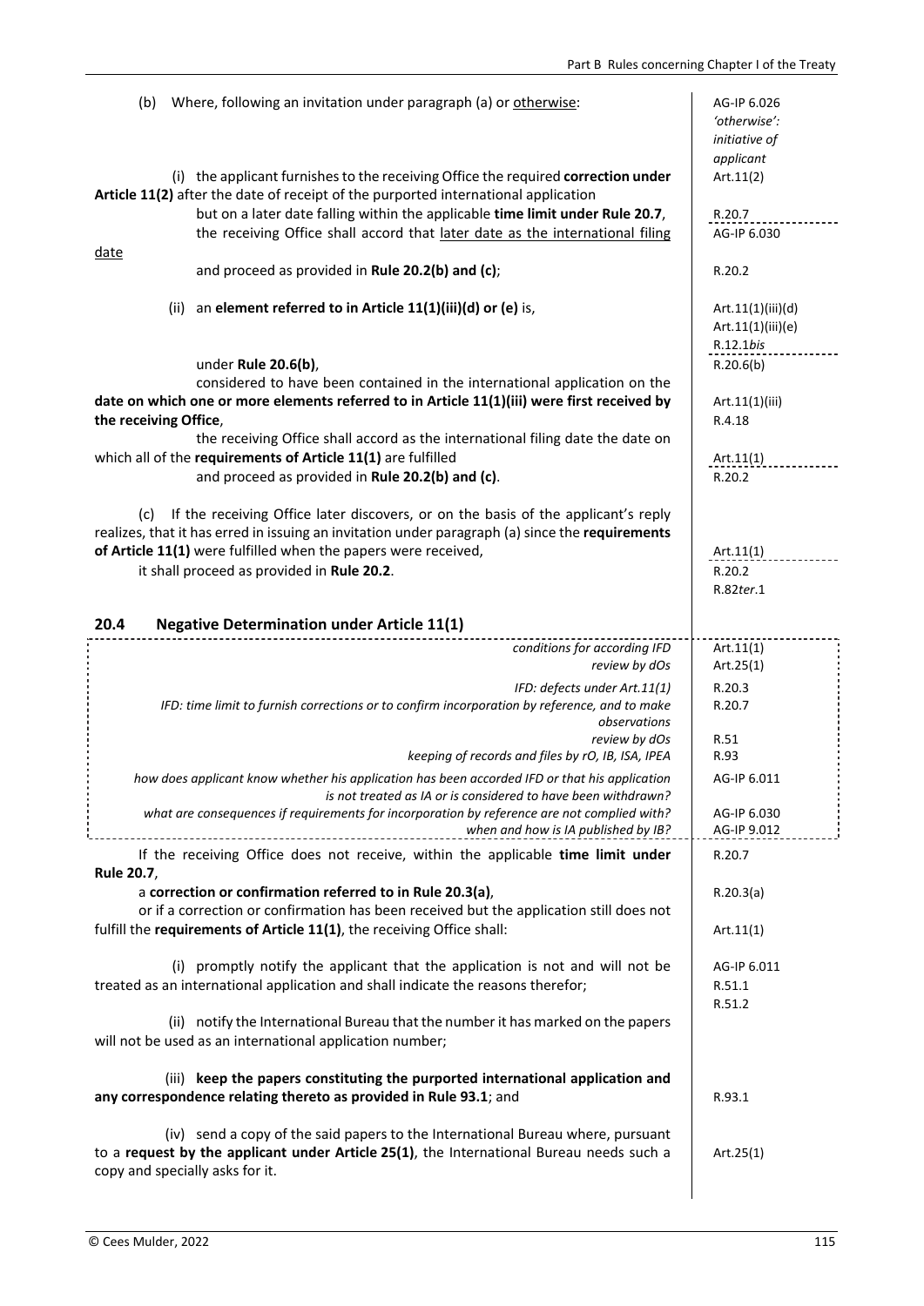(b) Where, following an invitation under paragraph (a) or <u>otherwise</u>: | AG-IP 6.026 *'otherwise': initiative of applicant*

(i) the applicant furnishes to the receiving Office the required **correction under Article 11(2)** after the date of receipt of the purported international application | Art.11(2)

but on a later date falling within the applicable **time limit under Rule 20.7**, | R.20.7

the receiving Office shall accord that <u>later date as the international filing date</u> | AG-IP 6.030

and proceed as provided in **Rule 20.2(b) and (c)**; | R.20.2

(ii) an **element referred to in Article 11(1)(iii)(d) or (e)** is, | Art.11(1)(iii)(d), Art.11(1)(iii)(e), R.12.1*bis*

under **Rule 20.6(b)**, | R.20.6(b)

considered to have been contained in the international application on the **date on which one or more elements referred to in Article 11(1)(iii) were first received by the receiving Office**, | Art.11(1)(iii), R.4.18

the receiving Office shall accord as the international filing date the date on which all of the **requirements of Article 11(1)** are fulfilled | Art.11(1)

and proceed as provided in **Rule 20.2(b) and (c)**. | R.20.2

(c) If the receiving Office later discovers, or on the basis of the applicant's reply realizes, that it has erred in issuing an invitation under paragraph (a) since the **requirements of Article 11(1)** were fulfilled when the papers were received, | Art.11(1)

it shall proceed as provided in **Rule 20.2**. | R.20.2, R.82*ter*.1

## 20.4 Negative Determination under Article 11(1)

| | |
|---|---|
| *conditions for according IFD* | Art.11(1) |
| *review by dOs* | Art.25(1) |
| *IFD: defects under Art.11(1)* | R.20.3 |
| *IFD: time limit to furnish corrections or to confirm incorporation by reference, and to make observations* | R.20.7 |
| *review by dOs* | R.51 |
| *keeping of records and files by rO, IB, ISA, IPEA* | R.93 |
| *how does applicant know whether his application has been accorded IFD or that his application is not treated as IA or is considered to have been withdrawn?* | AG-IP 6.011 |
| *what are consequences if requirements for incorporation by reference are not complied with?* | AG-IP 6.030 |
| *when and how is IA published by IB?* | AG-IP 9.012 |

If the receiving Office does not receive, within the applicable **time limit under Rule 20.7**, | R.20.7

a **correction or confirmation referred to in Rule 20.3(a)**, | R.20.3(a)

or if a correction or confirmation has been received but the application still does not fulfill the **requirements of Article 11(1)**, the receiving Office shall: | Art.11(1)

(i) promptly notify the applicant that the application is not and will not be treated as an international application and shall indicate the reasons therefor; | AG-IP 6.011, R.51.1, R.51.2

(ii) notify the International Bureau that the number it has marked on the papers will not be used as an international application number;

(iii) **keep the papers constituting the purported international application and any correspondence relating thereto as provided in Rule 93.1**; and | R.93.1

(iv) send a copy of the said papers to the International Bureau where, pursuant to a **request by the applicant under Article 25(1)**, the International Bureau needs such a copy and specially asks for it. | Art.25(1)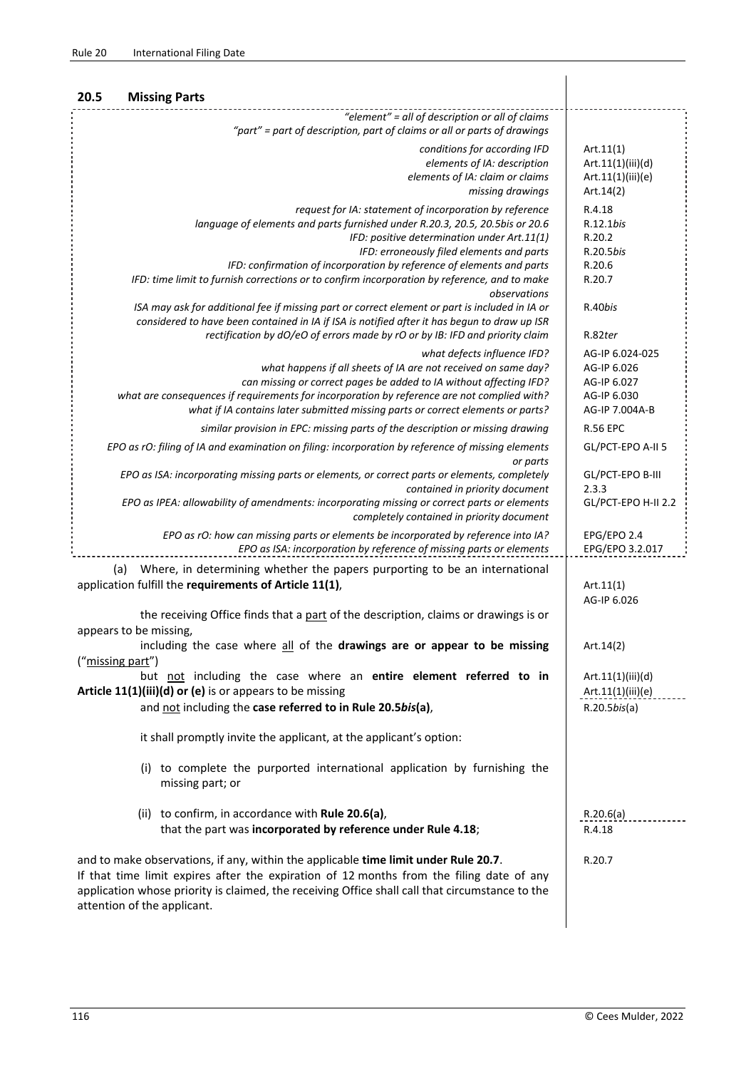## 20.5 Missing Parts

| | |
|---|---|
| *"element" = all of description or all of claims* | |
| *"part" = part of description, part of claims or all or parts of drawings* | |
| *conditions for according IFD* | Art.11(1) |
| *elements of IA: description* | Art.11(1)(iii)(d) |
| *elements of IA: claim or claims* | Art.11(1)(iii)(e) |
| *missing drawings* | Art.14(2) |
| *request for IA: statement of incorporation by reference* | R.4.18 |
| *language of elements and parts furnished under R.20.3, 20.5, 20.5bis or 20.6* | R.12.1*bis* |
| *IFD: positive determination under Art.11(1)* | R.20.2 |
| *IFD: erroneously filed elements and parts* | R.20.5*bis* |
| *IFD: confirmation of incorporation by reference of elements and parts* | R.20.6 |
| *IFD: time limit to furnish corrections or to confirm incorporation by reference, and to make observations* | R.20.7 |
| *ISA may ask for additional fee if missing part or correct element or part is included in IA or considered to have been contained in IA if ISA is notified after it has begun to draw up ISR* | R.40*bis* |
| *rectification by dO/eO of errors made by rO or by IB: IFD and priority claim* | R.82*ter* |
| *what defects influence IFD?* | AG-IP 6.024-025 |
| *what happens if all sheets of IA are not received on same day?* | AG-IP 6.026 |
| *can missing or correct pages be added to IA without affecting IFD?* | AG-IP 6.027 |
| *what are consequences if requirements for incorporation by reference are not complied with?* | AG-IP 6.030 |
| *what if IA contains later submitted missing parts or correct elements or parts?* | AG-IP 7.004A-B |
| *similar provision in EPC: missing parts of the description or missing drawing* | R.56 EPC |
| *EPO as rO: filing of IA and examination on filing: incorporation by reference of missing elements or parts* | GL/PCT-EPO A-II 5 |
| *EPO as ISA: incorporating missing parts or elements, or correct parts or elements, completely contained in priority document* | GL/PCT-EPO B-III 2.3.3 |
| *EPO as IPEA: allowability of amendments: incorporating missing or correct parts or elements completely contained in priority document* | GL/PCT-EPO H-II 2.2 |
| *EPO as rO: how can missing parts or elements be incorporated by reference into IA?* | EPG/EPO 2.4 |
| *EPO as ISA: incorporation by reference of missing parts or elements* | EPG/EPO 3.2.017 |

(a) Where, in determining whether the papers purporting to be an international application fulfill the **requirements of Article 11(1)**, — Art.11(1); AG-IP 6.026

the receiving Office finds that a part of the description, claims or drawings is or appears to be missing,

including the case where all of the **drawings are or appear to be missing** ("missing part") — Art.14(2)

but not including the case where an **entire element referred to in Article 11(1)(iii)(d) or (e)** is or appears to be missing — Art.11(1)(iii)(d); Art.11(1)(iii)(e)

and not including the **case referred to in Rule 20.5*bis*(a)**, — R.20.5*bis*(a)

it shall promptly invite the applicant, at the applicant's option:

(i) to complete the purported international application by furnishing the missing part; or

(ii) to confirm, in accordance with **Rule 20.6(a)**, — R.20.6(a)
that the part was **incorporated by reference under Rule 4.18**; — R.4.18

and to make observations, if any, within the applicable **time limit under Rule 20.7**. — R.20.7
If that time limit expires after the expiration of 12 months from the filing date of any application whose priority is claimed, the receiving Office shall call that circumstance to the attention of the applicant.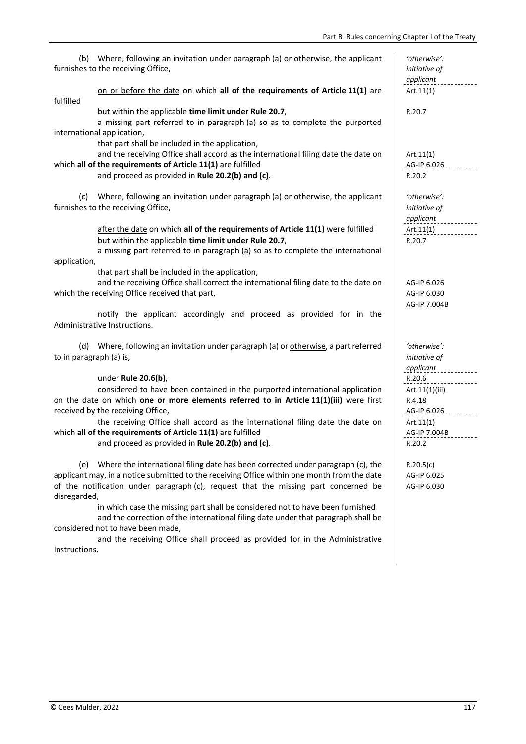(b) Where, following an invitation under paragraph (a) or <u>otherwise</u>, the applicant furnishes to the receiving Office,

<u>on or before the date</u> on which **all of the requirements of Article 11(1)** are fulfilled

but within the applicable **time limit under Rule 20.7**,

a missing part referred to in paragraph (a) so as to complete the purported international application,

that part shall be included in the application,

and the receiving Office shall accord as the international filing date the date on which **all of the requirements of Article 11(1)** are fulfilled

and proceed as provided in **Rule 20.2(b) and (c)**.

> *'otherwise': initiative of applicant*
> Art.11(1)
> R.20.7
> Art.11(1)
> AG-IP 6.026
> R.20.2

(c) Where, following an invitation under paragraph (a) or <u>otherwise</u>, the applicant furnishes to the receiving Office,

<u>after the date</u> on which **all of the requirements of Article 11(1)** were fulfilled

but within the applicable **time limit under Rule 20.7**,

a missing part referred to in paragraph (a) so as to complete the international application,

that part shall be included in the application,

and the receiving Office shall correct the international filing date to the date on which the receiving Office received that part,

notify the applicant accordingly and proceed as provided for in the Administrative Instructions.

> *'otherwise': initiative of applicant*
> Art.11(1)
> R.20.7
> AG-IP 6.026
> AG-IP 6.030
> AG-IP 7.004B

(d) Where, following an invitation under paragraph (a) or <u>otherwise</u>, a part referred to in paragraph (a) is,

under **Rule 20.6(b)**,

considered to have been contained in the purported international application on the date on which **one or more elements referred to in Article 11(1)(iii)** were first received by the receiving Office,

the receiving Office shall accord as the international filing date the date on which **all of the requirements of Article 11(1)** are fulfilled

and proceed as provided in **Rule 20.2(b) and (c)**.

> *'otherwise': initiative of applicant*
> R.20.6
> Art.11(1)(iii)
> R.4.18
> AG-IP 6.026
> Art.11(1)
> AG-IP 7.004B
> R.20.2

(e) Where the international filing date has been corrected under paragraph (c), the applicant may, in a notice submitted to the receiving Office within one month from the date of the notification under paragraph (c), request that the missing part concerned be disregarded,

in which case the missing part shall be considered not to have been furnished

and the correction of the international filing date under that paragraph shall be considered not to have been made,

and the receiving Office shall proceed as provided for in the Administrative Instructions.

> R.20.5(c)
> AG-IP 6.025
> AG-IP 6.030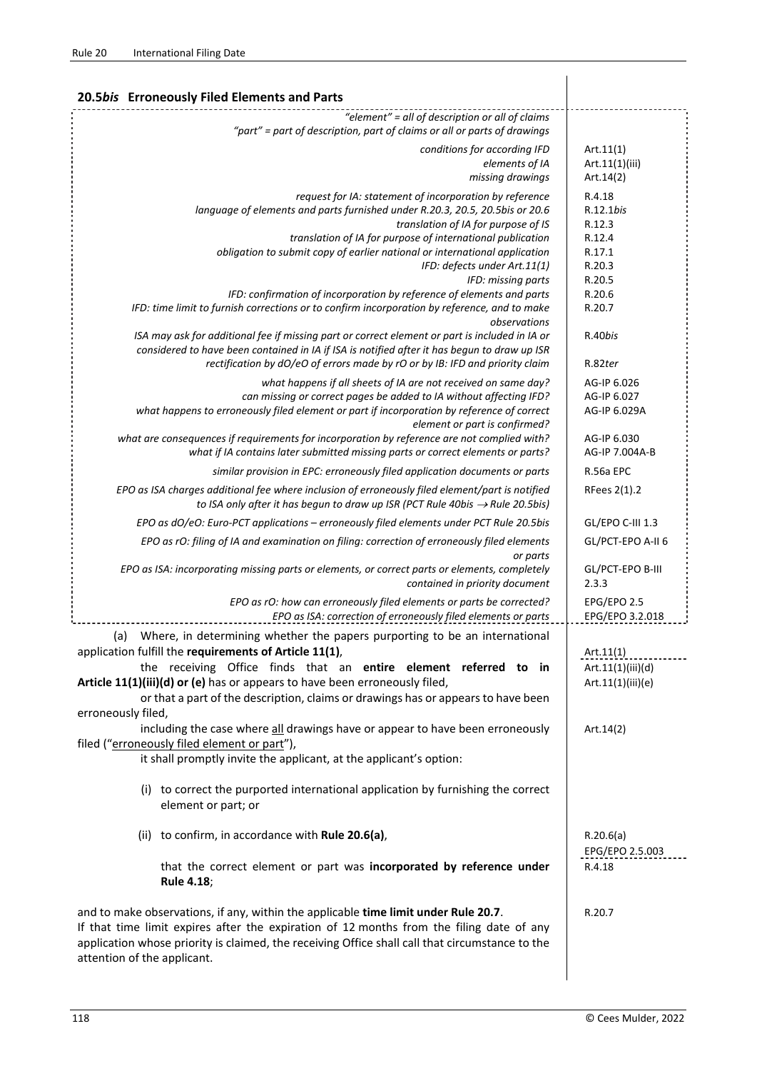## 20.5*bis* Erroneously Filed Elements and Parts

| | |
|---|---|
| *"element" = all of description or all of claims* | |
| *"part" = part of description, part of claims or all or parts of drawings* | |
| *conditions for according IFD* | Art.11(1) |
| *elements of IA* | Art.11(1)(iii) |
| *missing drawings* | Art.14(2) |
| *request for IA: statement of incorporation by reference* | R.4.18 |
| *language of elements and parts furnished under R.20.3, 20.5, 20.5bis or 20.6* | R.12.1*bis* |
| *translation of IA for purpose of IS* | R.12.3 |
| *translation of IA for purpose of international publication* | R.12.4 |
| *obligation to submit copy of earlier national or international application* | R.17.1 |
| *IFD: defects under Art.11(1)* | R.20.3 |
| *IFD: missing parts* | R.20.5 |
| *IFD: confirmation of incorporation by reference of elements and parts* | R.20.6 |
| *IFD: time limit to furnish corrections or to confirm incorporation by reference, and to make observations* | R.20.7 |
| *ISA may ask for additional fee if missing part or correct element or part is included in IA or considered to have been contained in IA if ISA is notified after it has begun to draw up ISR* | R.40*bis* |
| *rectification by dO/eO of errors made by rO or by IB: IFD and priority claim* | R.82*ter* |
| *what happens if all sheets of IA are not received on same day?* | AG-IP 6.026 |
| *can missing or correct pages be added to IA without affecting IFD?* | AG-IP 6.027 |
| *what happens to erroneously filed element or part if incorporation by reference of correct element or part is confirmed?* | AG-IP 6.029A |
| *what are consequences if requirements for incorporation by reference are not complied with?* | AG-IP 6.030 |
| *what if IA contains later submitted missing parts or correct elements or parts?* | AG-IP 7.004A-B |
| *similar provision in EPC: erroneously filed application documents or parts* | R.56a EPC |
| *EPO as ISA charges additional fee where inclusion of erroneously filed element/part is notified to ISA only after it has begun to draw up ISR (PCT Rule 40bis → Rule 20.5bis)* | RFees 2(1).2 |
| *EPO as dO/eO: Euro-PCT applications – erroneously filed elements under PCT Rule 20.5bis* | GL/EPO C-III 1.3 |
| *EPO as rO: filing of IA and examination on filing: correction of erroneously filed elements or parts* | GL/PCT-EPO A-II 6 |
| *EPO as ISA: incorporating missing parts or elements, or correct parts or elements, completely contained in priority document* | GL/PCT-EPO B-III 2.3.3 |
| *EPO as rO: how can erroneously filed elements or parts be corrected?* | EPG/EPO 2.5 |
| *EPO as ISA: correction of erroneously filed elements or parts* | EPG/EPO 3.2.018 |

(a) Where, in determining whether the papers purporting to be an international application fulfill the **requirements of Article 11(1)**, [Art.11(1)]

the receiving Office finds that an **entire element referred to in Article 11(1)(iii)(d) or (e)** has or appears to have been erroneously filed, [Art.11(1)(iii)(d), Art.11(1)(iii)(e)]

or that a part of the description, claims or drawings has or appears to have been erroneously filed,

including the case where all drawings have or appear to have been erroneously filed ("erroneously filed element or part"), [Art.14(2)]

it shall promptly invite the applicant, at the applicant's option:

(i) to correct the purported international application by furnishing the correct element or part; or

(ii) to confirm, in accordance with **Rule 20.6(a)**, [R.20.6(a), EPG/EPO 2.5.003]

that the correct element or part was **incorporated by reference under Rule 4.18**; [R.4.18]

and to make observations, if any, within the applicable **time limit under Rule 20.7**. [R.20.7]
If that time limit expires after the expiration of 12 months from the filing date of any application whose priority is claimed, the receiving Office shall call that circumstance to the attention of the applicant.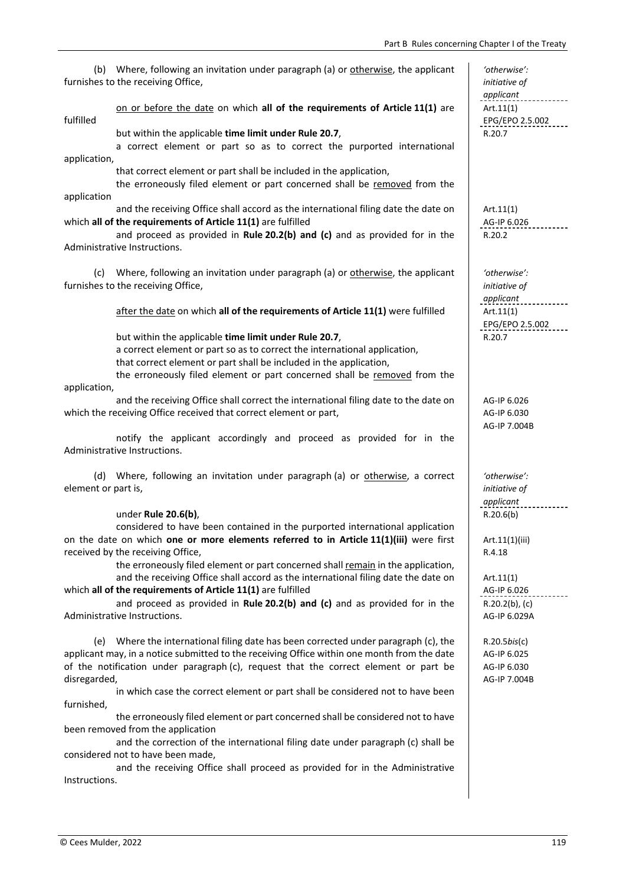(b) Where, following an invitation under paragraph (a) or <u>otherwise</u>, the applicant furnishes to the receiving Office,

<u>on or before the date</u> on which **all of the requirements of Article 11(1)** are fulfilled

but within the applicable **time limit under Rule 20.7**,

a correct element or part so as to correct the purported international application,

that correct element or part shall be included in the application,

the erroneously filed element or part concerned shall be <u>removed</u> from the application

and the receiving Office shall accord as the international filing date the date on which **all of the requirements of Article 11(1)** are fulfilled

and proceed as provided in **Rule 20.2(b) and (c)** and as provided for in the Administrative Instructions.

> *'otherwise': initiative of applicant*
> Art.11(1)
> EPG/EPO 2.5.002
> R.20.7
> Art.11(1)
> AG-IP 6.026
> R.20.2

(c) Where, following an invitation under paragraph (a) or <u>otherwise</u>, the applicant furnishes to the receiving Office,

<u>after the date</u> on which **all of the requirements of Article 11(1)** were fulfilled

but within the applicable **time limit under Rule 20.7**,

a correct element or part so as to correct the international application,

that correct element or part shall be included in the application,

the erroneously filed element or part concerned shall be <u>removed</u> from the application,

and the receiving Office shall correct the international filing date to the date on which the receiving Office received that correct element or part,

notify the applicant accordingly and proceed as provided for in the Administrative Instructions.

> *'otherwise': initiative of applicant*
> Art.11(1)
> EPG/EPO 2.5.002
> R.20.7
> AG-IP 6.026
> AG-IP 6.030
> AG-IP 7.004B

(d) Where, following an invitation under paragraph (a) or <u>otherwise</u>, a correct element or part is,

under **Rule 20.6(b)**,

considered to have been contained in the purported international application on the date on which **one or more elements referred to in Article 11(1)(iii)** were first received by the receiving Office,

the erroneously filed element or part concerned shall <u>remain</u> in the application,

and the receiving Office shall accord as the international filing date the date on which **all of the requirements of Article 11(1)** are fulfilled

and proceed as provided in **Rule 20.2(b) and (c)** and as provided for in the Administrative Instructions.

> *'otherwise': initiative of applicant*
> R.20.6(b)
> Art.11(1)(iii)
> R.4.18
> Art.11(1)
> AG-IP 6.026
> R.20.2(b), (c)
> AG-IP 6.029A

(e) Where the international filing date has been corrected under paragraph (c), the applicant may, in a notice submitted to the receiving Office within one month from the date of the notification under paragraph (c), request that the correct element or part be disregarded,

in which case the correct element or part shall be considered not to have been furnished,

the erroneously filed element or part concerned shall be considered not to have been removed from the application

and the correction of the international filing date under paragraph (c) shall be considered not to have been made,

and the receiving Office shall proceed as provided for in the Administrative Instructions.

> R.20.5*bis*(c)
> AG-IP 6.025
> AG-IP 6.030
> AG-IP 7.004B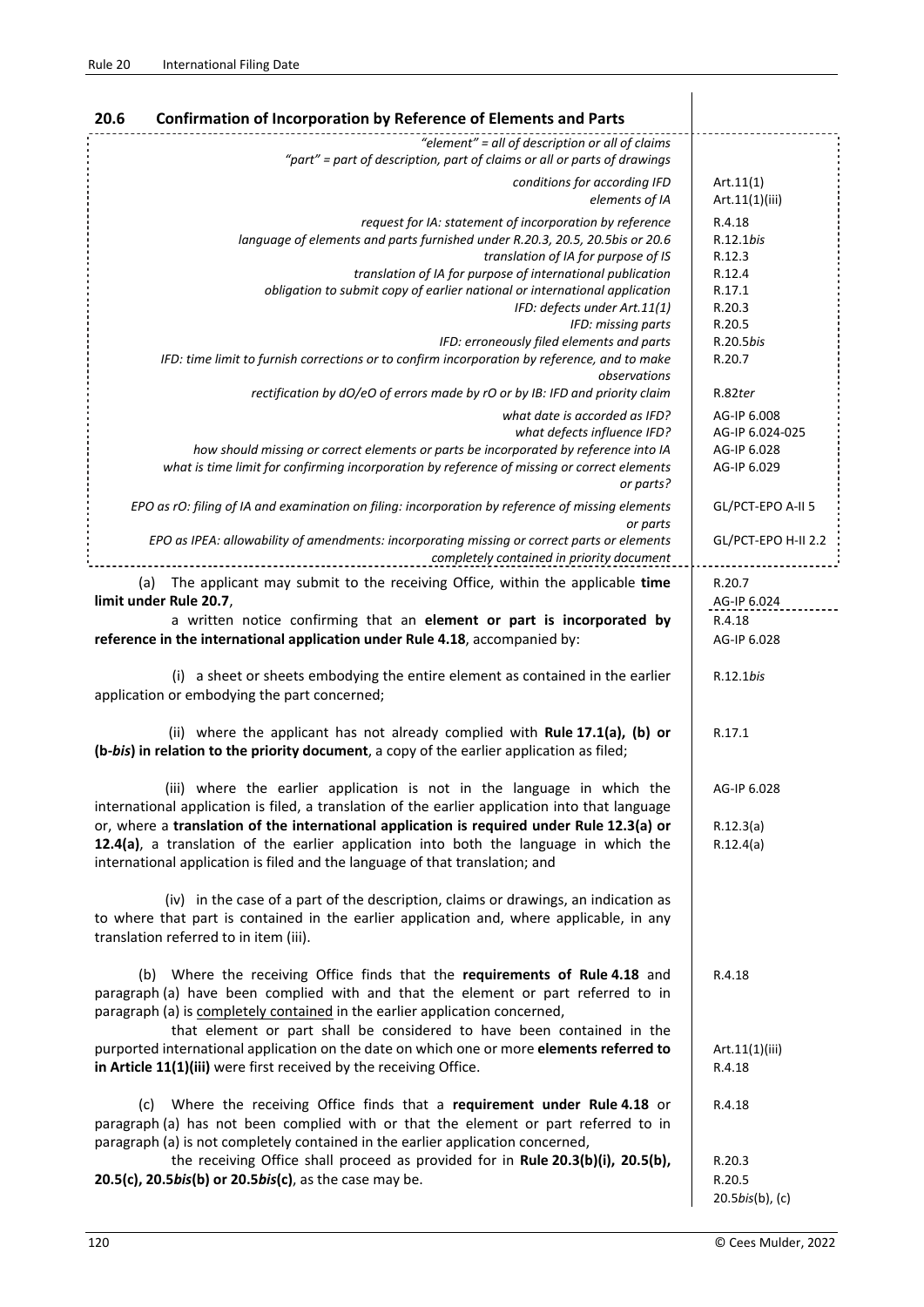## 20.6 Confirmation of Incorporation by Reference of Elements and Parts

| | |
|---|---|
| *"element" = all of description or all of claims* *"part" = part of description, part of claims or all or parts of drawings* | |
| *conditions for according IFD* | Art.11(1) |
| *elements of IA* | Art.11(1)(iii) |
| *request for IA: statement of incorporation by reference* | R.4.18 |
| *language of elements and parts furnished under R.20.3, 20.5, 20.5bis or 20.6* | R.12.1*bis* |
| *translation of IA for purpose of IS* | R.12.3 |
| *translation of IA for purpose of international publication* | R.12.4 |
| *obligation to submit copy of earlier national or international application* | R.17.1 |
| *IFD: defects under Art.11(1)* | R.20.3 |
| *IFD: missing parts* | R.20.5 |
| *IFD: erroneously filed elements and parts* | R.20.5*bis* |
| *IFD: time limit to furnish corrections or to confirm incorporation by reference, and to make observations* | R.20.7 |
| *rectification by dO/eO of errors made by rO or by IB: IFD and priority claim* | R.82*ter* |
| *what date is accorded as IFD?* | AG-IP 6.008 |
| *what defects influence IFD?* | AG-IP 6.024-025 |
| *how should missing or correct elements or parts be incorporated by reference into IA* | AG-IP 6.028 |
| *what is time limit for confirming incorporation by reference of missing or correct elements or parts?* | AG-IP 6.029 |
| *EPO as rO: filing of IA and examination on filing: incorporation by reference of missing elements or parts* | GL/PCT-EPO A-II 5 |
| *EPO as IPEA: allowability of amendments: incorporating missing or correct parts or elements completely contained in priority document* | GL/PCT-EPO H-II 2.2 |

(a) The applicant may submit to the receiving Office, within the applicable **time limit under Rule 20.7**, *[R.20.7; AG-IP 6.024]*

a written notice confirming that an **element or part is incorporated by reference in the international application under Rule 4.18**, accompanied by: *[R.4.18; AG-IP 6.028]*

(i) a sheet or sheets embodying the entire element as contained in the earlier application or embodying the part concerned; *[R.12.1bis]*

(ii) where the applicant has not already complied with **Rule 17.1(a), (b) or (b-*bis*) in relation to the priority document**, a copy of the earlier application as filed; *[R.17.1]*

(iii) where the earlier application is not in the language in which the international application is filed, a translation of the earlier application into that language or, where a **translation of the international application is required under Rule 12.3(a) or 12.4(a)**, a translation of the earlier application into both the language in which the international application is filed and the language of that translation; and *[AG-IP 6.028; R.12.3(a); R.12.4(a)]*

(iv) in the case of a part of the description, claims or drawings, an indication as to where that part is contained in the earlier application and, where applicable, in any translation referred to in item (iii).

(b) Where the receiving Office finds that the **requirements of Rule 4.18** and paragraph (a) have been complied with and that the element or part referred to in paragraph (a) is completely contained in the earlier application concerned, *[R.4.18]*

that element or part shall be considered to have been contained in the purported international application on the date on which one or more **elements referred to in Article 11(1)(iii)** were first received by the receiving Office. *[Art.11(1)(iii); R.4.18]*

(c) Where the receiving Office finds that a **requirement under Rule 4.18** or paragraph (a) has not been complied with or that the element or part referred to in paragraph (a) is not completely contained in the earlier application concerned, *[R.4.18]*

the receiving Office shall proceed as provided for in **Rule 20.3(b)(i), 20.5(b), 20.5(c), 20.5*bis*(b) or 20.5*bis*(c)**, as the case may be. *[R.20.3; R.20.5; 20.5bis(b), (c)]*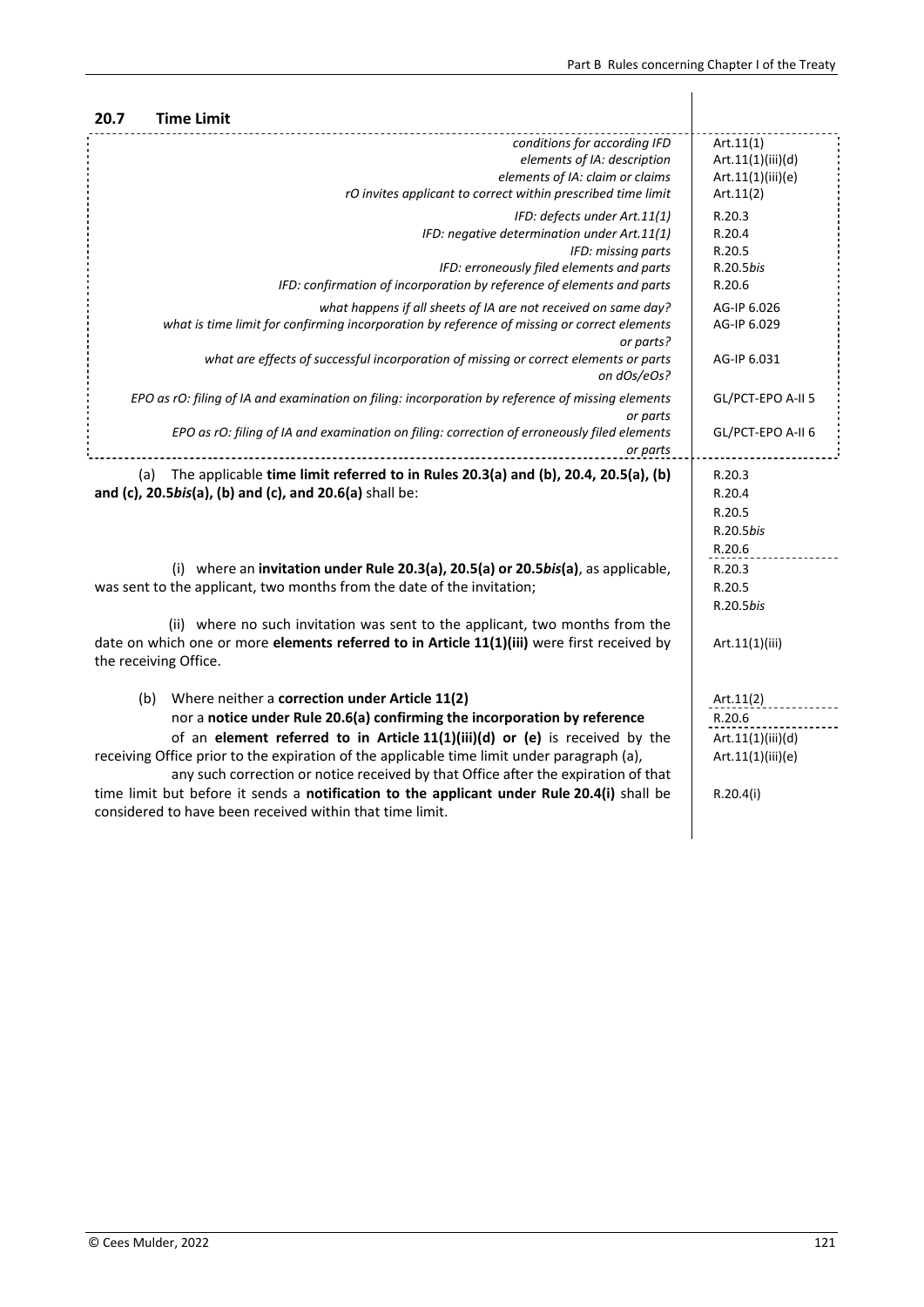## 20.7 Time Limit

| | |
|---|---|
| *conditions for according IFD* | Art.11(1) |
| *elements of IA: description* | Art.11(1)(iii)(d) |
| *elements of IA: claim or claims* | Art.11(1)(iii)(e) |
| *rO invites applicant to correct within prescribed time limit* | Art.11(2) |
| *IFD: defects under Art.11(1)* | R.20.3 |
| *IFD: negative determination under Art.11(1)* | R.20.4 |
| *IFD: missing parts* | R.20.5 |
| *IFD: erroneously filed elements and parts* | R.20.5*bis* |
| *IFD: confirmation of incorporation by reference of elements and parts* | R.20.6 |
| *what happens if all sheets of IA are not received on same day?* | AG-IP 6.026 |
| *what is time limit for confirming incorporation by reference of missing or correct elements or parts?* | AG-IP 6.029 |
| *what are effects of successful incorporation of missing or correct elements or parts on dOs/eOs?* | AG-IP 6.031 |
| *EPO as rO: filing of IA and examination on filing: incorporation by reference of missing elements or parts* | GL/PCT-EPO A-II 5 |
| *EPO as rO: filing of IA and examination on filing: correction of erroneously filed elements or parts* | GL/PCT-EPO A-II 6 |

(a) The applicable **time limit referred to in Rules 20.3(a) and (b), 20.4, 20.5(a), (b) and (c), 20.5*bis*(a), (b) and (c), and 20.6(a)** shall be: — R.20.3, R.20.4, R.20.5, R.20.5*bis*, R.20.6

(i) where an **invitation under Rule 20.3(a), 20.5(a) or 20.5*bis*(a)**, as applicable, was sent to the applicant, two months from the date of the invitation; — R.20.3, R.20.5, R.20.5*bis*

(ii) where no such invitation was sent to the applicant, two months from the date on which one or more **elements referred to in Article 11(1)(iii)** were first received by the receiving Office. — Art.11(1)(iii)

(b) Where neither a **correction under Article 11(2)** — Art.11(2)
nor a **notice under Rule 20.6(a) confirming the incorporation by reference** — R.20.6
of an **element referred to in Article 11(1)(iii)(d) or (e)** is received by the receiving Office prior to the expiration of the applicable time limit under paragraph (a), — Art.11(1)(iii)(d), Art.11(1)(iii)(e)
any such correction or notice received by that Office after the expiration of that time limit but before it sends a **notification to the applicant under Rule 20.4(i)** shall be considered to have been received within that time limit. — R.20.4(i)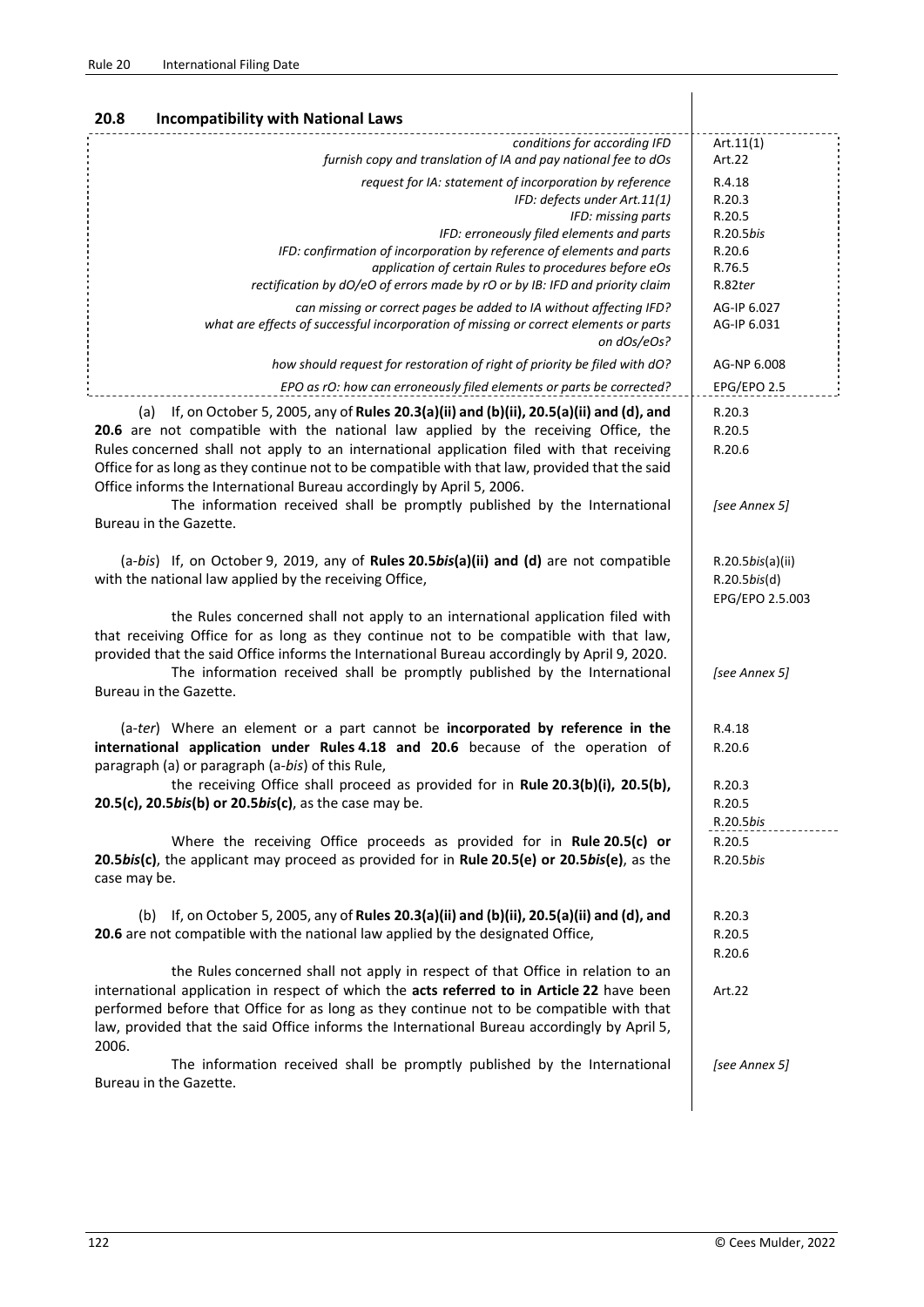## 20.8 Incompatibility with National Laws

| | |
|---|---|
| *conditions for according IFD* | Art.11(1) |
| *furnish copy and translation of IA and pay national fee to dOs* | Art.22 |
| *request for IA: statement of incorporation by reference* | R.4.18 |
| *IFD: defects under Art.11(1)* | R.20.3 |
| *IFD: missing parts* | R.20.5 |
| *IFD: erroneously filed elements and parts* | R.20.5*bis* |
| *IFD: confirmation of incorporation by reference of elements and parts* | R.20.6 |
| *application of certain Rules to procedures before eOs* | R.76.5 |
| *rectification by dO/eO of errors made by rO or by IB: IFD and priority claim* | R.82*ter* |
| *can missing or correct pages be added to IA without affecting IFD?* | AG-IP 6.027 |
| *what are effects of successful incorporation of missing or correct elements or parts on dOs/eOs?* | AG-IP 6.031 |
| *how should request for restoration of right of priority be filed with dO?* | AG-NP 6.008 |
| *EPO as rO: how can erroneously filed elements or parts be corrected?* | EPG/EPO 2.5 |

(a) If, on October 5, 2005, any of **Rules 20.3(a)(ii) and (b)(ii), 20.5(a)(ii) and (d), and 20.6** are not compatible with the national law applied by the receiving Office, the Rules concerned shall not apply to an international application filed with that receiving Office for as long as they continue not to be compatible with that law, provided that the said Office informs the International Bureau accordingly by April 5, 2006. *[R.20.3, R.20.5, R.20.6]*

The information received shall be promptly published by the International Bureau in the Gazette. *[see Annex 5]*

(a-*bis*) If, on October 9, 2019, any of **Rules 20.5*bis*(a)(ii) and (d)** are not compatible with the national law applied by the receiving Office, *[R.20.5*bis*(a)(ii), R.20.5*bis*(d), EPG/EPO 2.5.003]*

the Rules concerned shall not apply to an international application filed with that receiving Office for as long as they continue not to be compatible with that law, provided that the said Office informs the International Bureau accordingly by April 9, 2020.

The information received shall be promptly published by the International Bureau in the Gazette. *[see Annex 5]*

(a-*ter*) Where an element or a part cannot be **incorporated by reference in the international application under Rules 4.18 and 20.6** because of the operation of paragraph (a) or paragraph (a-*bis*) of this Rule, *[R.4.18, R.20.6]*

the receiving Office shall proceed as provided for in **Rule 20.3(b)(i), 20.5(b), 20.5(c), 20.5*bis*(b) or 20.5*bis*(c)**, as the case may be. *[R.20.3, R.20.5, R.20.5*bis*]*

Where the receiving Office proceeds as provided for in **Rule 20.5(c) or 20.5*bis*(c)**, the applicant may proceed as provided for in **Rule 20.5(e) or 20.5*bis*(e)**, as the case may be. *[R.20.5, R.20.5*bis*]*

(b) If, on October 5, 2005, any of **Rules 20.3(a)(ii) and (b)(ii), 20.5(a)(ii) and (d), and 20.6** are not compatible with the national law applied by the designated Office, *[R.20.3, R.20.5, R.20.6]*

the Rules concerned shall not apply in respect of that Office in relation to an international application in respect of which the **acts referred to in Article 22** have been performed before that Office for as long as they continue not to be compatible with that law, provided that the said Office informs the International Bureau accordingly by April 5, 2006. *[Art.22]*

The information received shall be promptly published by the International Bureau in the Gazette. *[see Annex 5]*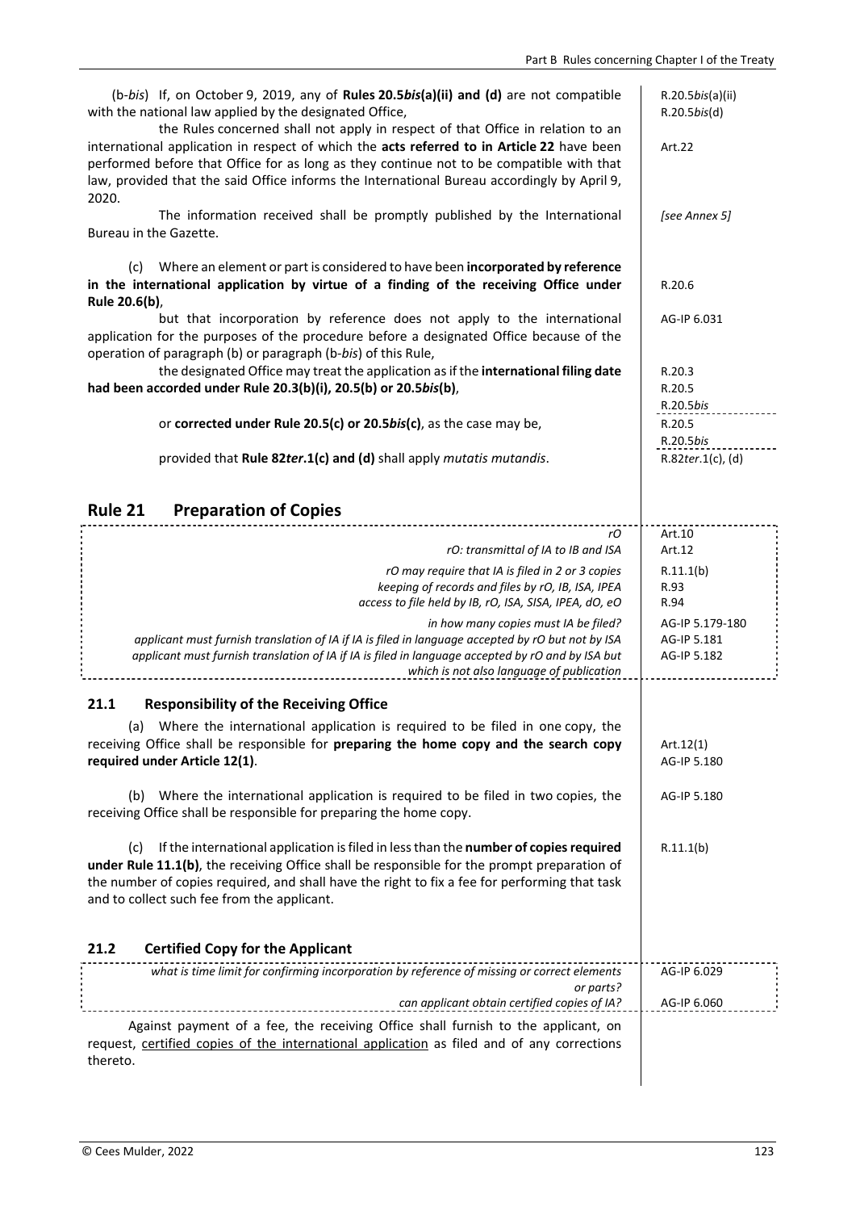(b-*bis*) If, on October 9, 2019, any of **Rules 20.5*bis*(a)(ii) and (d)** are not compatible with the national law applied by the designated Office, — R.20.5*bis*(a)(ii), R.20.5*bis*(d)

the Rules concerned shall not apply in respect of that Office in relation to an international application in respect of which the **acts referred to in Article 22** have been performed before that Office for as long as they continue not to be compatible with that law, provided that the said Office informs the International Bureau accordingly by April 9, 2020. — Art.22

The information received shall be promptly published by the International Bureau in the Gazette. — *[see Annex 5]*

(c) Where an element or part is considered to have been **incorporated by reference in the international application by virtue of a finding of the receiving Office under Rule 20.6(b)**, — R.20.6

but that incorporation by reference does not apply to the international application for the purposes of the procedure before a designated Office because of the operation of paragraph (b) or paragraph (b-*bis*) of this Rule, — AG-IP 6.031

the designated Office may treat the application as if the **international filing date had been accorded under Rule 20.3(b)(i), 20.5(b) or 20.5*bis*(b)**, — R.20.3, R.20.5, R.20.5*bis*

or **corrected under Rule 20.5(c) or 20.5*bis*(c)**, as the case may be, — R.20.5, R.20.5*bis*

provided that **Rule 82*ter*.1(c) and (d)** shall apply *mutatis mutandis*. — R.82*ter*.1(c), (d)

## Rule 21 Preparation of Copies

| | |
|---|---|
| *rO* | Art.10 |
| *rO: transmittal of IA to IB and ISA* | Art.12 |
| *rO may require that IA is filed in 2 or 3 copies* | R.11.1(b) |
| *keeping of records and files by rO, IB, ISA, IPEA* | R.93 |
| *access to file held by IB, rO, ISA, SISA, IPEA, dO, eO* | R.94 |
| *in how many copies must IA be filed?* | AG-IP 5.179-180 |
| *applicant must furnish translation of IA if IA is filed in language accepted by rO but not by ISA* | AG-IP 5.181 |
| *applicant must furnish translation of IA if IA is filed in language accepted by rO and by ISA but which is not also language of publication* | AG-IP 5.182 |

### 21.1 Responsibility of the Receiving Office

(a) Where the international application is required to be filed in one copy, the receiving Office shall be responsible for **preparing the home copy and the search copy required under Article 12(1)**. — Art.12(1), AG-IP 5.180

(b) Where the international application is required to be filed in two copies, the receiving Office shall be responsible for preparing the home copy. — AG-IP 5.180

(c) If the international application is filed in less than the **number of copies required under Rule 11.1(b)**, the receiving Office shall be responsible for the prompt preparation of the number of copies required, and shall have the right to fix a fee for performing that task and to collect such fee from the applicant. — R.11.1(b)

### 21.2 Certified Copy for the Applicant

| | |
|---|---|
| *what is time limit for confirming incorporation by reference of missing or correct elements or parts?* | AG-IP 6.029 |
| *can applicant obtain certified copies of IA?* | AG-IP 6.060 |

Against payment of a fee, the receiving Office shall furnish to the applicant, on request, certified copies of the international application as filed and of any corrections thereto.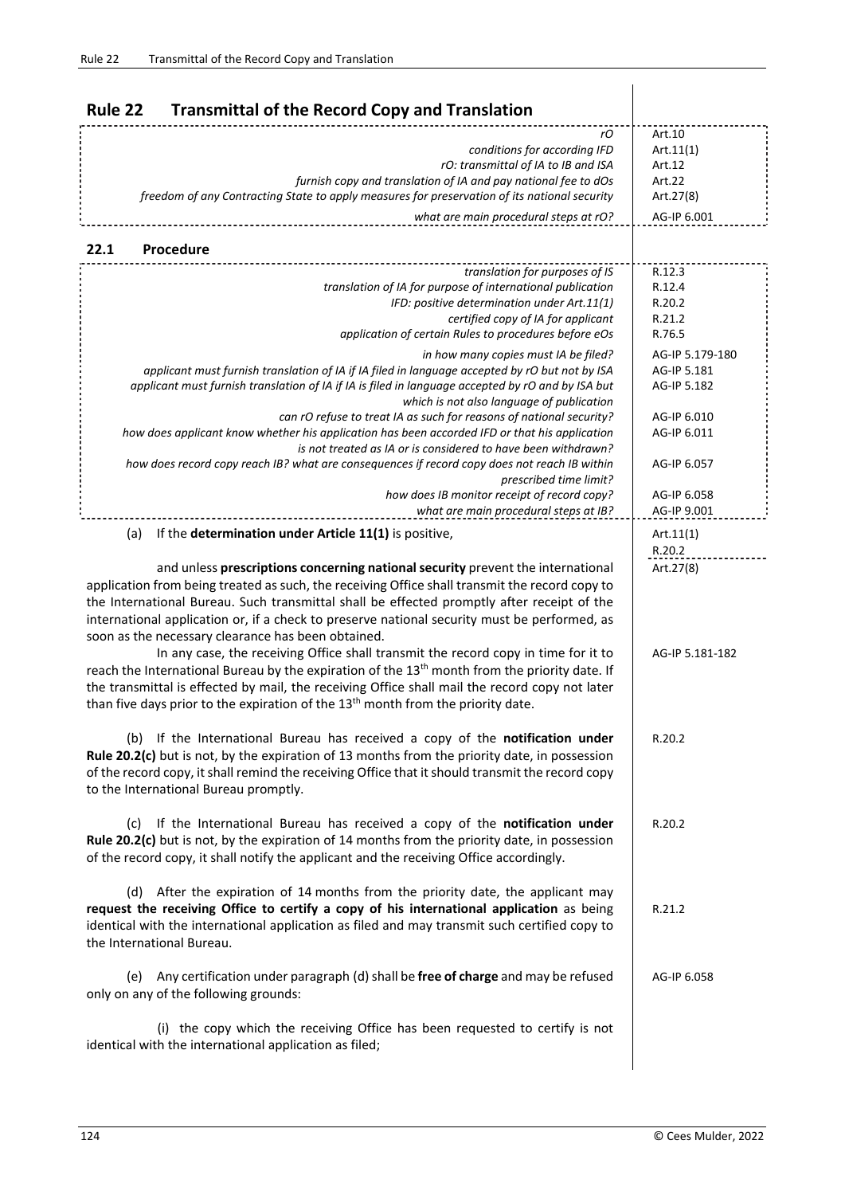## Rule 22 Transmittal of the Record Copy and Translation

| | |
|---|---|
| *rO* | Art.10 |
| *conditions for according IFD* | Art.11(1) |
| *rO: transmittal of IA to IB and ISA* | Art.12 |
| *furnish copy and translation of IA and pay national fee to dOs* | Art.22 |
| *freedom of any Contracting State to apply measures for preservation of its national security* | Art.27(8) |
| *what are main procedural steps at rO?* | AG-IP 6.001 |

### 22.1 Procedure

| | |
|---|---|
| *translation for purposes of IS* | R.12.3 |
| *translation of IA for purpose of international publication* | R.12.4 |
| *IFD: positive determination under Art.11(1)* | R.20.2 |
| *certified copy of IA for applicant* | R.21.2 |
| *application of certain Rules to procedures before eOs* | R.76.5 |
| *in how many copies must IA be filed?* | AG-IP 5.179-180 |
| *applicant must furnish translation of IA if IA filed in language accepted by rO but not by ISA* | AG-IP 5.181 |
| *applicant must furnish translation of IA if IA is filed in language accepted by rO and by ISA but which is not also language of publication* | AG-IP 5.182 |
| *can rO refuse to treat IA as such for reasons of national security?* | AG-IP 6.010 |
| *how does applicant know whether his application has been accorded IFD or that his application is not treated as IA or is considered to have been withdrawn?* | AG-IP 6.011 |
| *how does record copy reach IB? what are consequences if record copy does not reach IB within prescribed time limit?* | AG-IP 6.057 |
| *how does IB monitor receipt of record copy?* | AG-IP 6.058 |
| *what are main procedural steps at IB?* | AG-IP 9.001 |

(a) If the **determination under Article 11(1)** is positive, *[Art.11(1), R.20.2]*

and unless **prescriptions concerning national security** prevent the international application from being treated as such, the receiving Office shall transmit the record copy to the International Bureau. Such transmittal shall be effected promptly after receipt of the international application or, if a check to preserve national security must be performed, as soon as the necessary clearance has been obtained. *[Art.27(8)]*

In any case, the receiving Office shall transmit the record copy in time for it to reach the International Bureau by the expiration of the 13th month from the priority date. If the transmittal is effected by mail, the receiving Office shall mail the record copy not later than five days prior to the expiration of the 13th month from the priority date. *[AG-IP 5.181-182]*

(b) If the International Bureau has received a copy of the **notification under Rule 20.2(c)** but is not, by the expiration of 13 months from the priority date, in possession of the record copy, it shall remind the receiving Office that it should transmit the record copy to the International Bureau promptly. *[R.20.2]*

(c) If the International Bureau has received a copy of the **notification under Rule 20.2(c)** but is not, by the expiration of 14 months from the priority date, in possession of the record copy, it shall notify the applicant and the receiving Office accordingly. *[R.20.2]*

(d) After the expiration of 14 months from the priority date, the applicant may **request the receiving Office to certify a copy of his international application** as being identical with the international application as filed and may transmit such certified copy to the International Bureau. *[R.21.2]*

(e) Any certification under paragraph (d) shall be **free of charge** and may be refused only on any of the following grounds: *[AG-IP 6.058]*

(i) the copy which the receiving Office has been requested to certify is not identical with the international application as filed;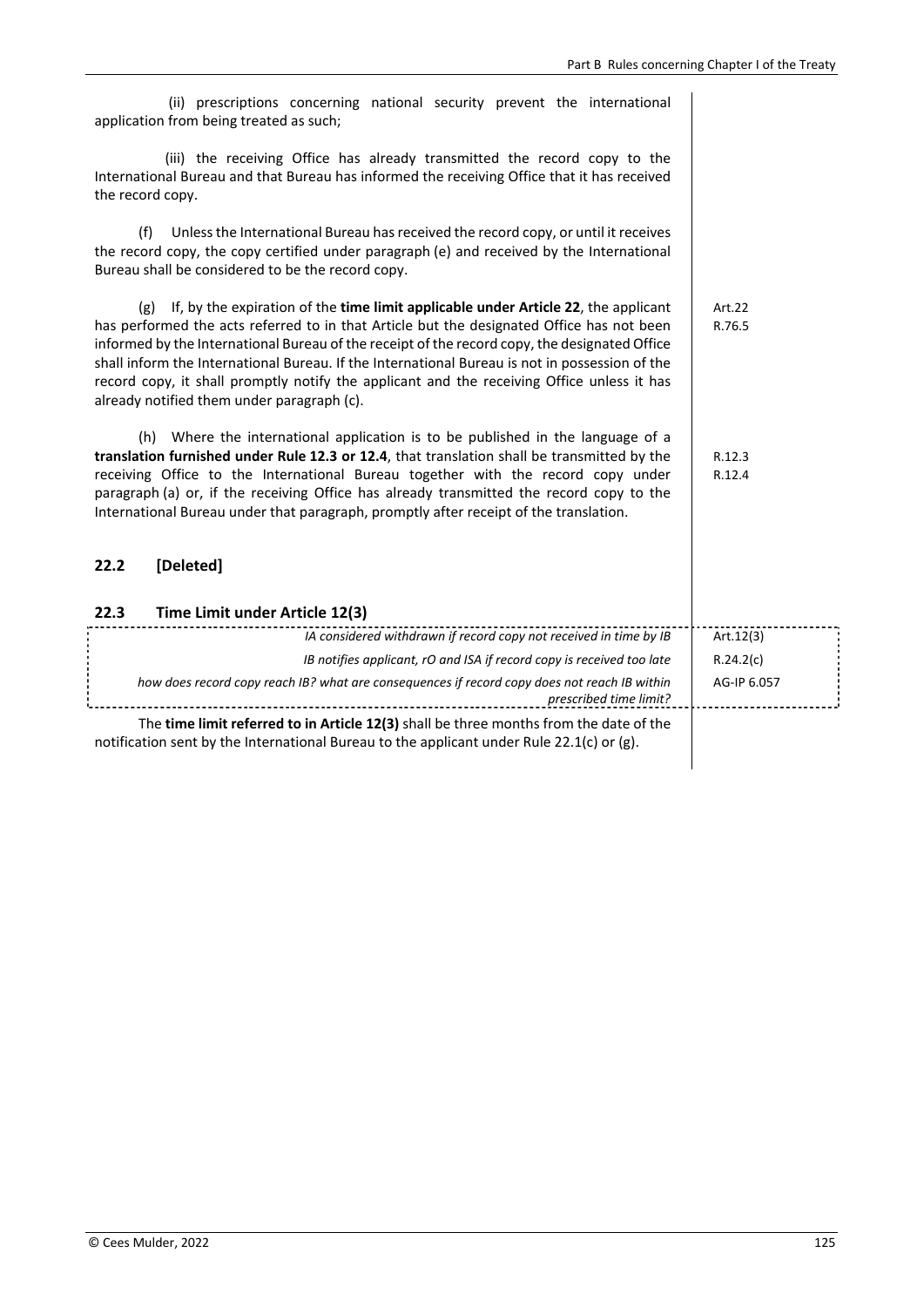(ii) prescriptions concerning national security prevent the international application from being treated as such;

(iii) the receiving Office has already transmitted the record copy to the International Bureau and that Bureau has informed the receiving Office that it has received the record copy.

(f) Unless the International Bureau has received the record copy, or until it receives the record copy, the copy certified under paragraph (e) and received by the International Bureau shall be considered to be the record copy.

(g) If, by the expiration of the **time limit applicable under Article 22**, the applicant has performed the acts referred to in that Article but the designated Office has not been informed by the International Bureau of the receipt of the record copy, the designated Office shall inform the International Bureau. If the International Bureau is not in possession of the record copy, it shall promptly notify the applicant and the receiving Office unless it has already notified them under paragraph (c).

Art.22
R.76.5

(h) Where the international application is to be published in the language of a **translation furnished under Rule 12.3 or 12.4**, that translation shall be transmitted by the receiving Office to the International Bureau together with the record copy under paragraph (a) or, if the receiving Office has already transmitted the record copy to the International Bureau under that paragraph, promptly after receipt of the translation.

R.12.3
R.12.4

## 22.2 [Deleted]

## 22.3 Time Limit under Article 12(3)

| | |
|---|---|
| *IA considered withdrawn if record copy not received in time by IB* | Art.12(3) |
| *IB notifies applicant, rO and ISA if record copy is received too late* | R.24.2(c) |
| *how does record copy reach IB? what are consequences if record copy does not reach IB within prescribed time limit?* | AG-IP 6.057 |

The **time limit referred to in Article 12(3)** shall be three months from the date of the notification sent by the International Bureau to the applicant under Rule 22.1(c) or (g).

© Cees Mulder, 2022